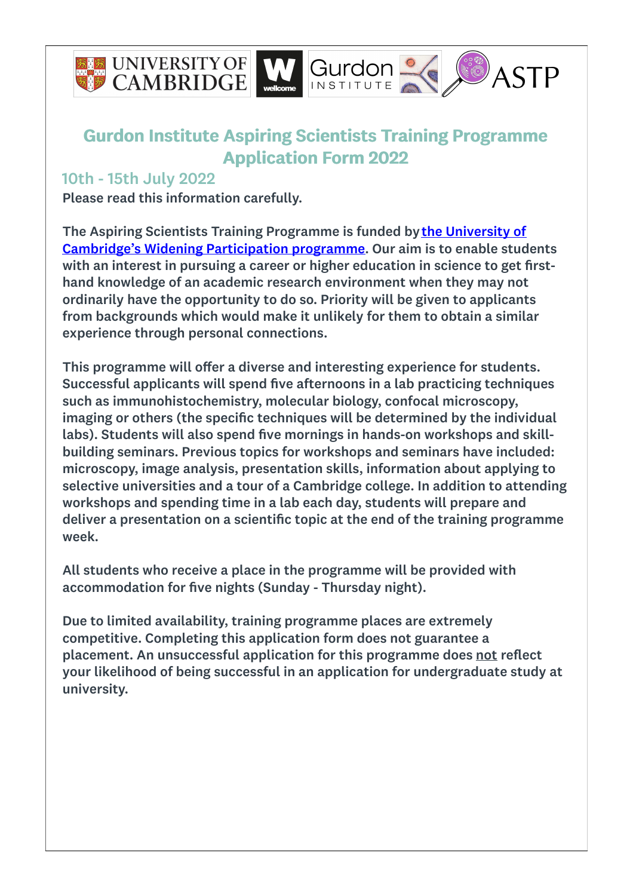# Gurdon Institute Aspiring Scientists Training Programme Application Form 2022

## 10th - 15th July 2022

**Please read this information carefully.**

**The Aspiring Scientists Training Programme is funded by [the University of Cambridge's Widening Participation programme](). Our aim is to enable students with an interest in pursuing a career or higher education in science to get first-hand knowledge of an academic research environment when they may not ordinarily have the opportunity to do so. Priority will be given to applicants from backgrounds which would make it unlikely for them to obtain a similar experience through personal connections.**

**This programme will offer a diverse and interesting experience for students. Successful applicants will spend five afternoons in a lab practicing techniques such as immunohistochemistry, molecular biology, confocal microscopy, imaging or others (the specific techniques will be determined by the individual labs). Students will also spend five mornings in hands-on workshops and skill-building seminars. Previous topics for workshops and seminars have included: microscopy, image analysis, presentation skills, information about applying to selective universities and a tour of a Cambridge college. In addition to attending workshops and spending time in a lab each day, students will prepare and deliver a presentation on a scientific topic at the end of the training programme week.**

**All students who receive a place in the programme will be provided with accommodation for five nights (Sunday - Thursday night).**

**Due to limited availability, training programme places are extremely competitive. Completing this application form does not guarantee a placement. An unsuccessful application for this programme does not reflect your likelihood of being successful in an application for undergraduate study at university.**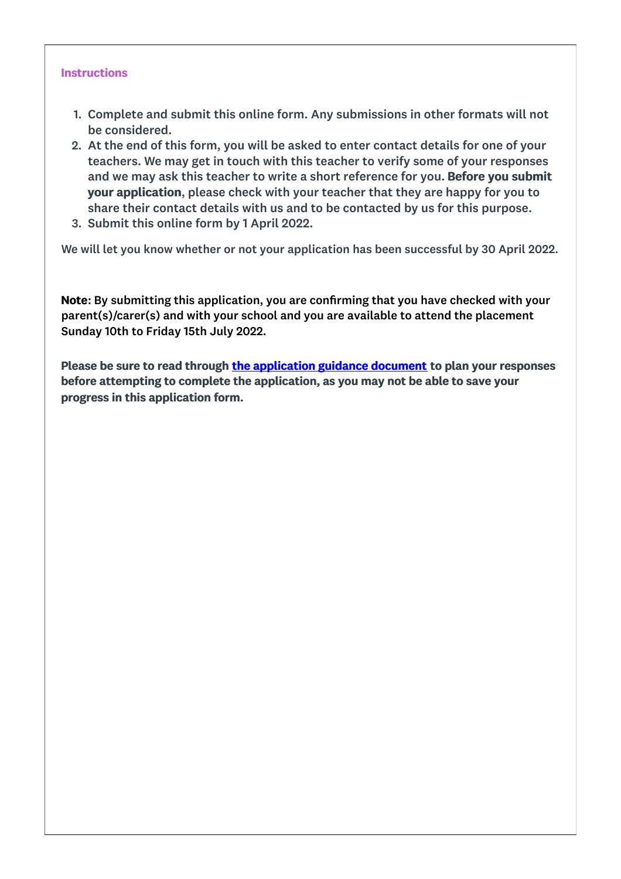## Instructions

1. Complete and submit this online form. Any submissions in other formats will not be considered.
2. At the end of this form, you will be asked to enter contact details for one of your teachers. We may get in touch with this teacher to verify some of your responses and we may ask this teacher to write a short reference for you. **Before you submit your application**, please check with your teacher that they are happy for you to share their contact details with us and to be contacted by us for this purpose.
3. Submit this online form by 1 April 2022.

We will let you know whether or not your application has been successful by 30 April 2022.

**Note**: By submitting this application, you are confirming that you have checked with your parent(s)/carer(s) and with your school and you are available to attend the placement Sunday 10th to Friday 15th July 2022.

**Please be sure to read through the application guidance document to plan your responses before attempting to complete the application, as you may not be able to save your progress in this application form.**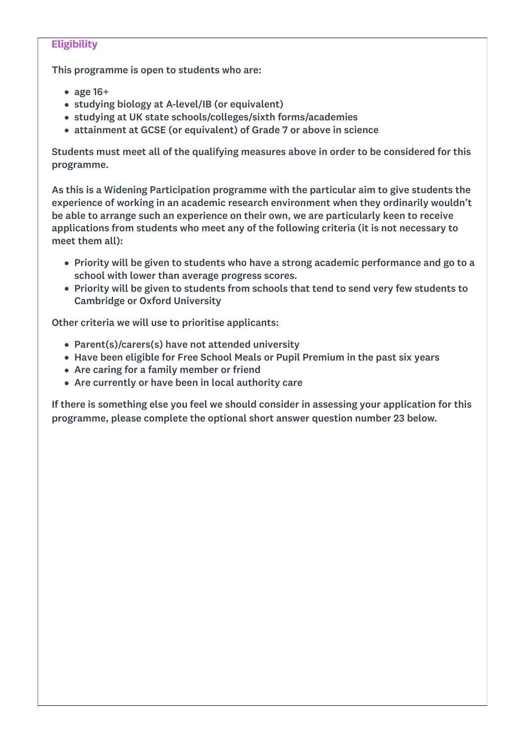## Eligibility

This programme is open to students who are:

- age 16+
- studying biology at A-level/IB (or equivalent)
- studying at UK state schools/colleges/sixth forms/academies
- attainment at GCSE (or equivalent) of Grade 7 or above in science

Students must meet all of the qualifying measures above in order to be considered for this programme.

As this is a Widening Participation programme with the particular aim to give students the experience of working in an academic research environment when they ordinarily wouldn't be able to arrange such an experience on their own, we are particularly keen to receive applications from students who meet any of the following criteria (it is not necessary to meet them all):

- Priority will be given to students who have a strong academic performance and go to a school with lower than average progress scores.
- Priority will be given to students from schools that tend to send very few students to Cambridge or Oxford University

Other criteria we will use to prioritise applicants:

- Parent(s)/carers(s) have not attended university
- Have been eligible for Free School Meals or Pupil Premium in the past six years
- Are caring for a family member or friend
- Are currently or have been in local authority care

If there is something else you feel we should consider in assessing your application for this programme, please complete the optional short answer question number 23 below.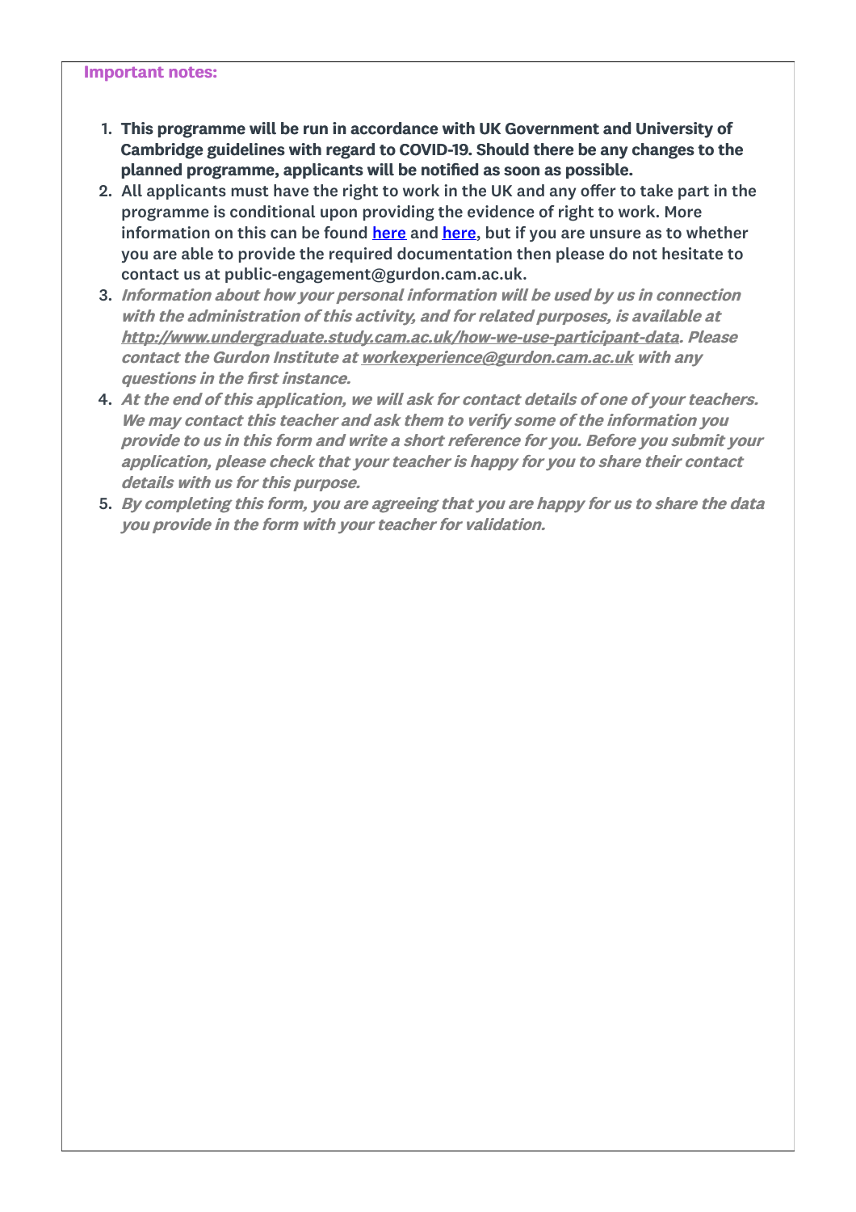**Important notes:**

1. **This programme will be run in accordance with UK Government and University of Cambridge guidelines with regard to COVID-19. Should there be any changes to the planned programme, applicants will be notified as soon as possible.**
2. All applicants must have the right to work in the UK and any offer to take part in the programme is conditional upon providing the evidence of right to work. More information on this can be found [here]() and [here](), but if you are unsure as to whether you are able to provide the required documentation then please do not hesitate to contact us at public-engagement@gurdon.cam.ac.uk.
3. ***Information about how your personal information will be used by us in connection with the administration of this activity, and for related purposes, is available at [http://www.undergraduate.study.cam.ac.uk/how-we-use-participant-data](http://www.undergraduate.study.cam.ac.uk/how-we-use-participant-data). Please contact the Gurdon Institute at [workexperience@gurdon.cam.ac.uk](mailto:workexperience@gurdon.cam.ac.uk) with any questions in the first instance.***
4. ***At the end of this application, we will ask for contact details of one of your teachers. We may contact this teacher and ask them to verify some of the information you provide to us in this form and write a short reference for you. Before you submit your application, please check that your teacher is happy for you to share their contact details with us for this purpose.***
5. ***By completing this form, you are agreeing that you are happy for us to share the data you provide in the form with your teacher for validation.***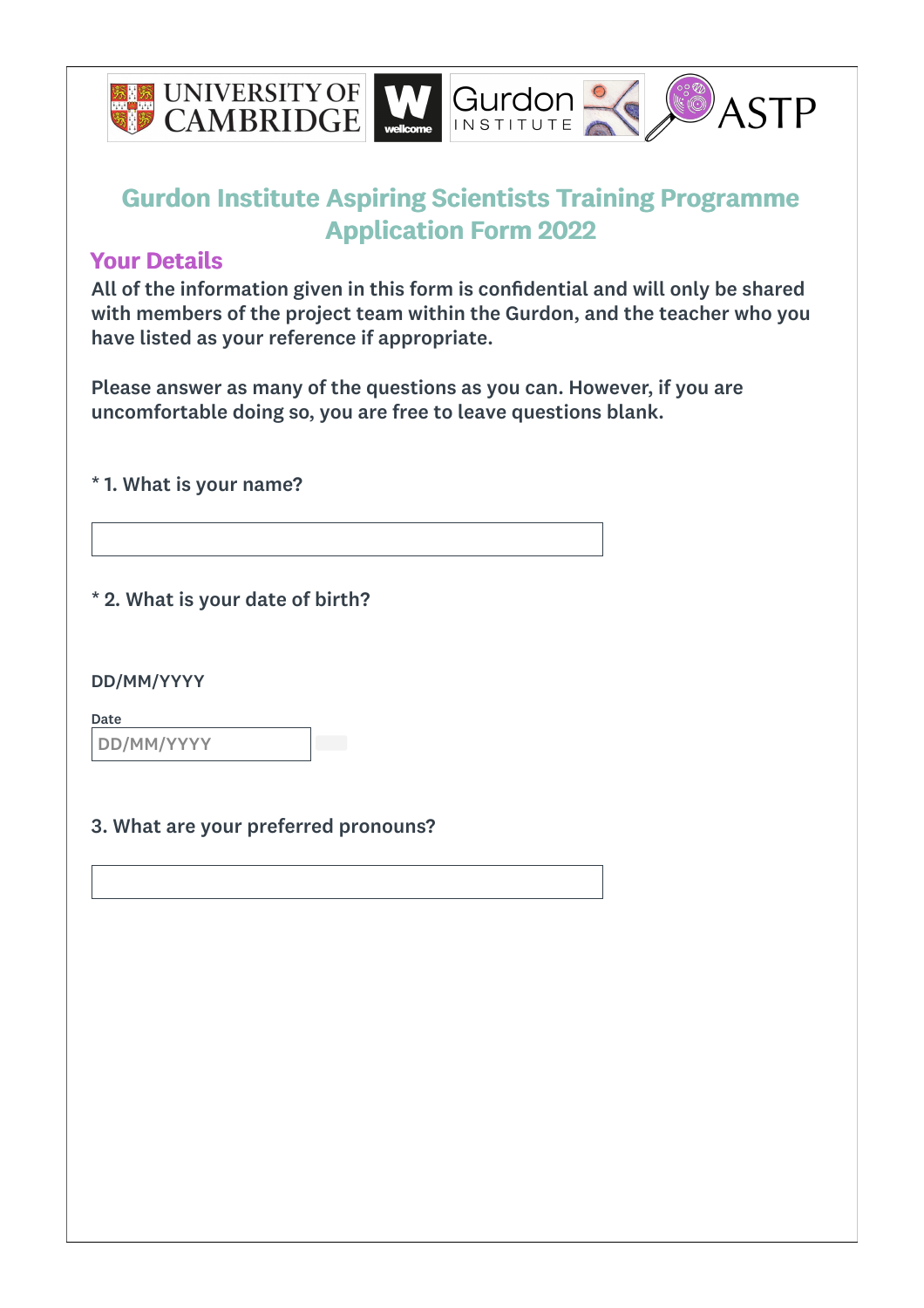UNIVERSITY OF CAMBRIDGE | wellcome | Gurdon INSTITUTE | ASTP

# Gurdon Institute Aspiring Scientists Training Programme Application Form 2022

## Your Details

**All of the information given in this form is confidential and will only be shared with members of the project team within the Gurdon, and the teacher who you have listed as your reference if appropriate.**

**Please answer as many of the questions as you can. However, if you are uncomfortable doing so, you are free to leave questions blank.**

**\* 1. What is your name?**

**\* 2. What is your date of birth?**

DD/MM/YYYY

Date

DD/MM/YYYY

**3. What are your preferred pronouns?**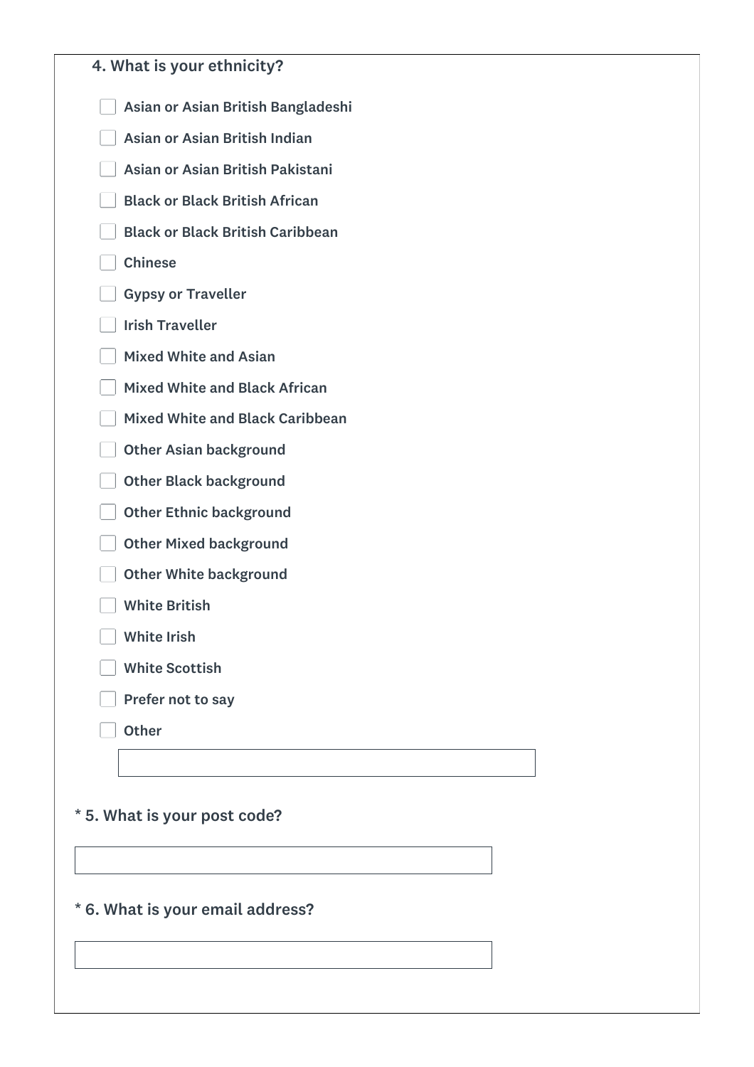**4. What is your ethnicity?**

- [ ] Asian or Asian British Bangladeshi
- [ ] Asian or Asian British Indian
- [ ] Asian or Asian British Pakistani
- [ ] Black or Black British African
- [ ] Black or Black British Caribbean
- [ ] Chinese
- [ ] Gypsy or Traveller
- [ ] Irish Traveller
- [ ] Mixed White and Asian
- [ ] Mixed White and Black African
- [ ] Mixed White and Black Caribbean
- [ ] Other Asian background
- [ ] Other Black background
- [ ] Other Ethnic background
- [ ] Other Mixed background
- [ ] Other White background
- [ ] White British
- [ ] White Irish
- [ ] White Scottish
- [ ] Prefer not to say
- [ ] Other

______________________________

**\* 5. What is your post code?**

______________________________

**\* 6. What is your email address?**

______________________________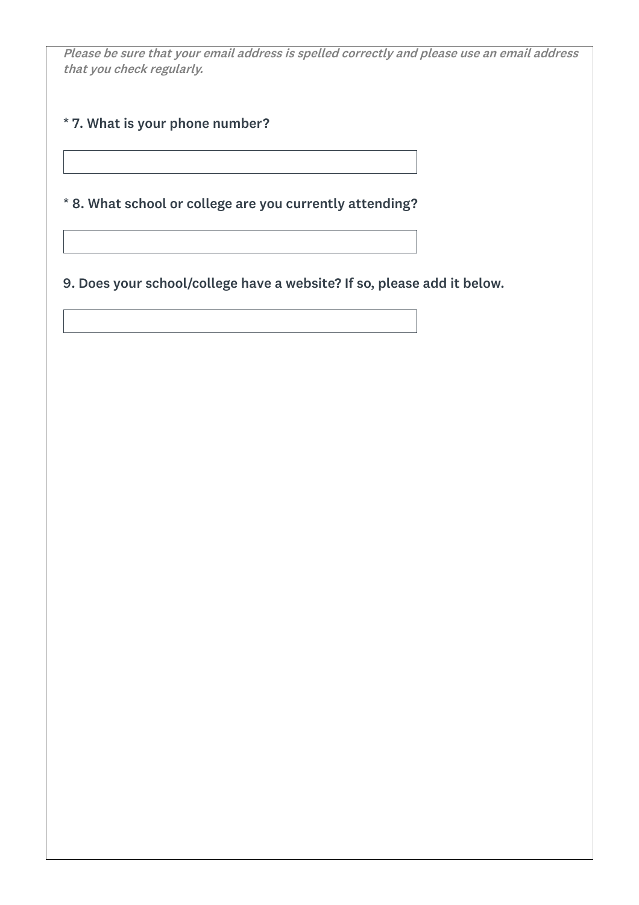***Please be sure that your email address is spelled correctly and please use an email address that you check regularly.***

**\* 7. What is your phone number?**

**\* 8. What school or college are you currently attending?**

**9. Does your school/college have a website? If so, please add it below.**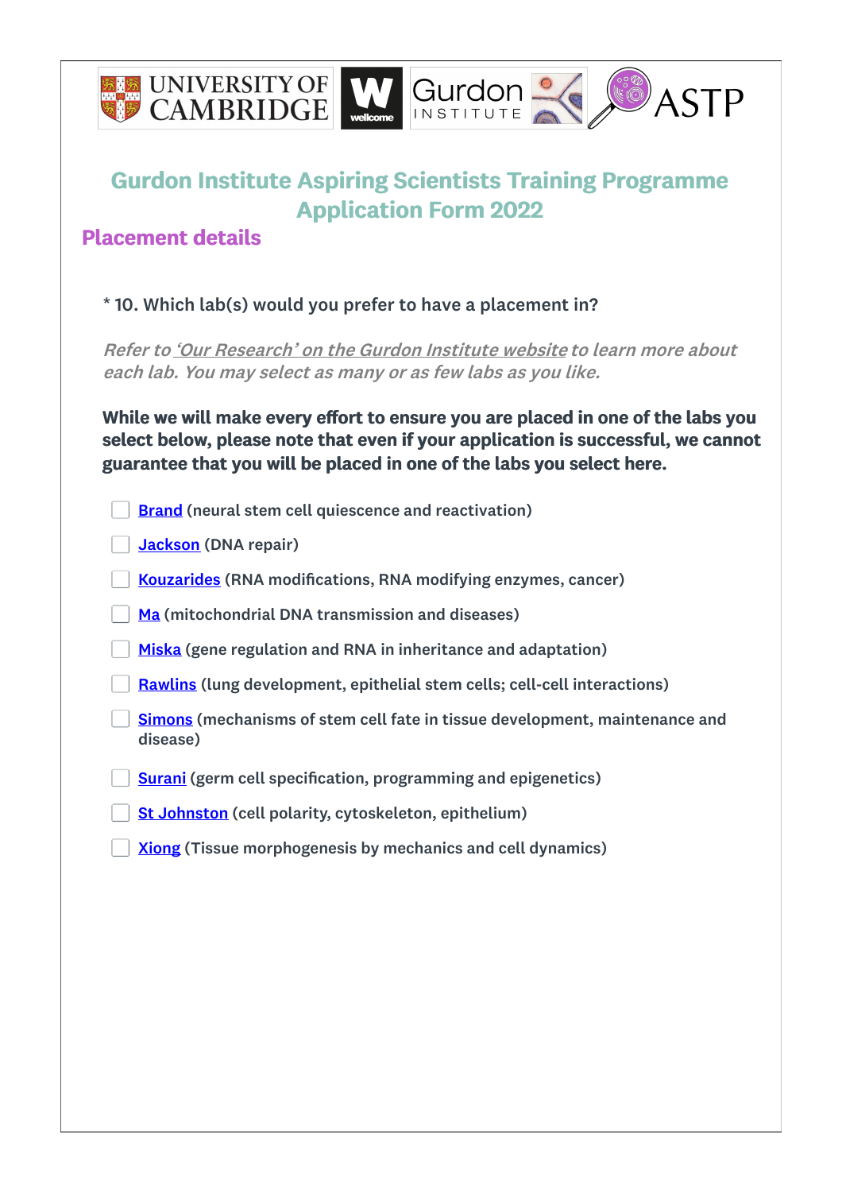## Gurdon Institute Aspiring Scientists Training Programme Application Form 2022

### Placement details

\* 10. Which lab(s) would you prefer to have a placement in?

*Refer to 'Our Research' on the Gurdon Institute website to learn more about each lab. You may select as many or as few labs as you like.*

**While we will make every effort to ensure you are placed in one of the labs you select below, please note that even if your application is successful, we cannot guarantee that you will be placed in one of the labs you select here.**

- [ ] Brand (neural stem cell quiescence and reactivation)
- [ ] Jackson (DNA repair)
- [ ] Kouzarides (RNA modifications, RNA modifying enzymes, cancer)
- [ ] Ma (mitochondrial DNA transmission and diseases)
- [ ] Miska (gene regulation and RNA in inheritance and adaptation)
- [ ] Rawlins (lung development, epithelial stem cells; cell-cell interactions)
- [ ] Simons (mechanisms of stem cell fate in tissue development, maintenance and disease)
- [ ] Surani (germ cell specification, programming and epigenetics)
- [ ] St Johnston (cell polarity, cytoskeleton, epithelium)
- [ ] Xiong (Tissue morphogenesis by mechanics and cell dynamics)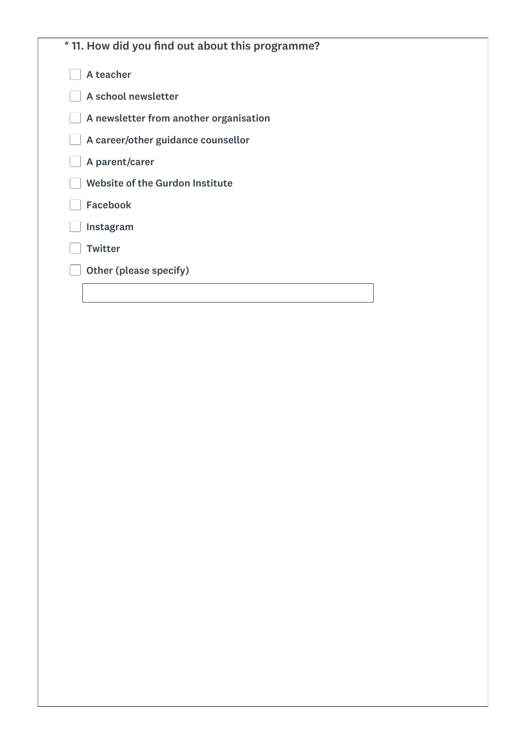**\* 11. How did you find out about this programme?**

- [ ] A teacher
- [ ] A school newsletter
- [ ] A newsletter from another organisation
- [ ] A career/other guidance counsellor
- [ ] A parent/carer
- [ ] Website of the Gurdon Institute
- [ ] Facebook
- [ ] Instagram
- [ ] Twitter
- [ ] Other (please specify)

\_\_\_\_\_\_\_\_\_\_\_\_\_\_\_\_\_\_\_\_\_\_\_\_\_\_\_\_\_\_\_\_\_\_\_\_\_\_\_\_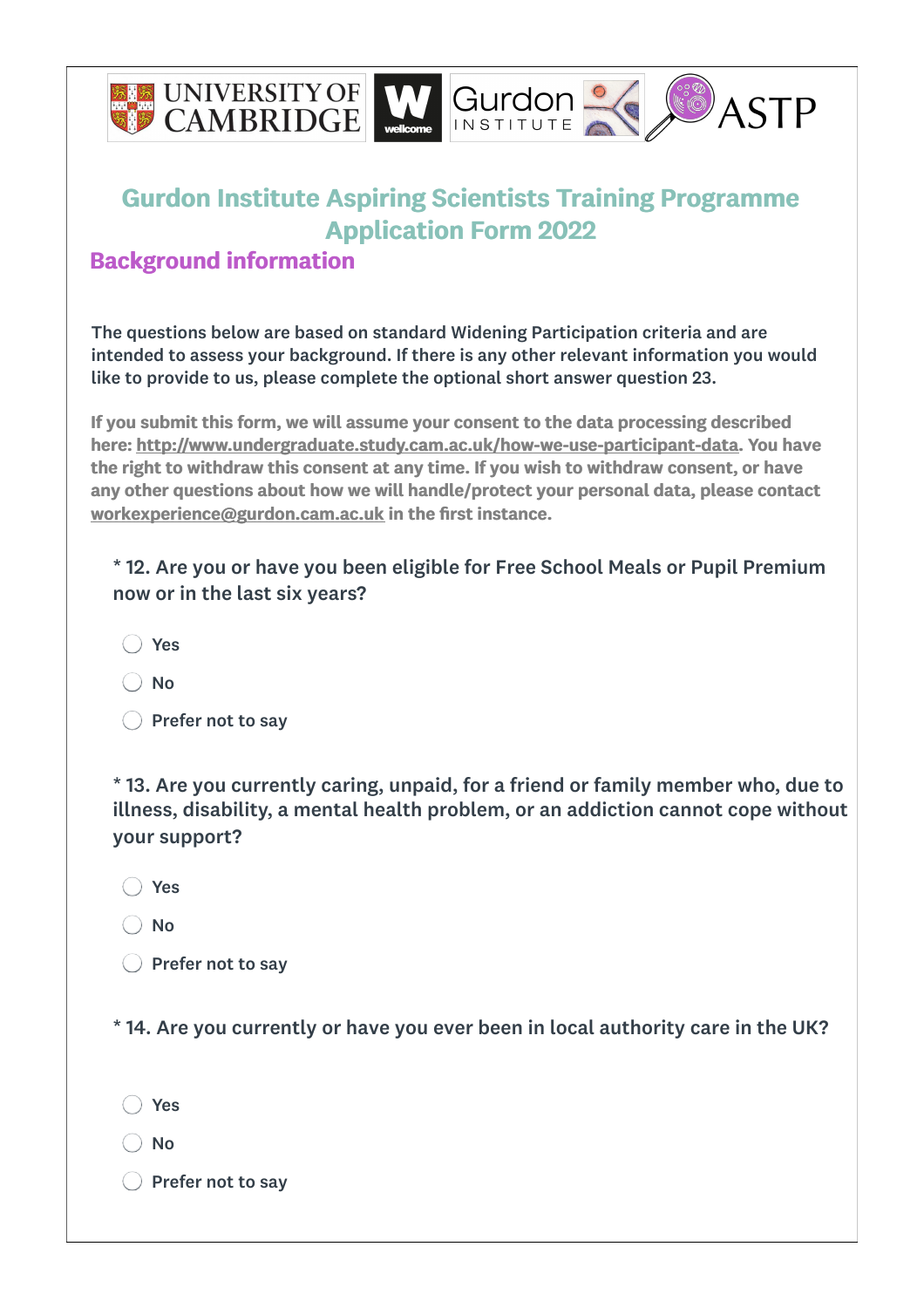# Gurdon Institute Aspiring Scientists Training Programme Application Form 2022

## Background information

The questions below are based on standard Widening Participation criteria and are intended to assess your background. If there is any other relevant information you would like to provide to us, please complete the optional short answer question 23.

**If you submit this form, we will assume your consent to the data processing described here: http://www.undergraduate.study.cam.ac.uk/how-we-use-participant-data. You have the right to withdraw this consent at any time. If you wish to withdraw consent, or have any other questions about how we will handle/protect your personal data, please contact workexperience@gurdon.cam.ac.uk in the first instance.**

\* 12. Are you or have you been eligible for Free School Meals or Pupil Premium now or in the last six years?

- Yes
- No
- Prefer not to say

\* 13. Are you currently caring, unpaid, for a friend or family member who, due to illness, disability, a mental health problem, or an addiction cannot cope without your support?

- Yes
- No
- Prefer not to say

\* 14. Are you currently or have you ever been in local authority care in the UK?

- Yes
- No
- Prefer not to say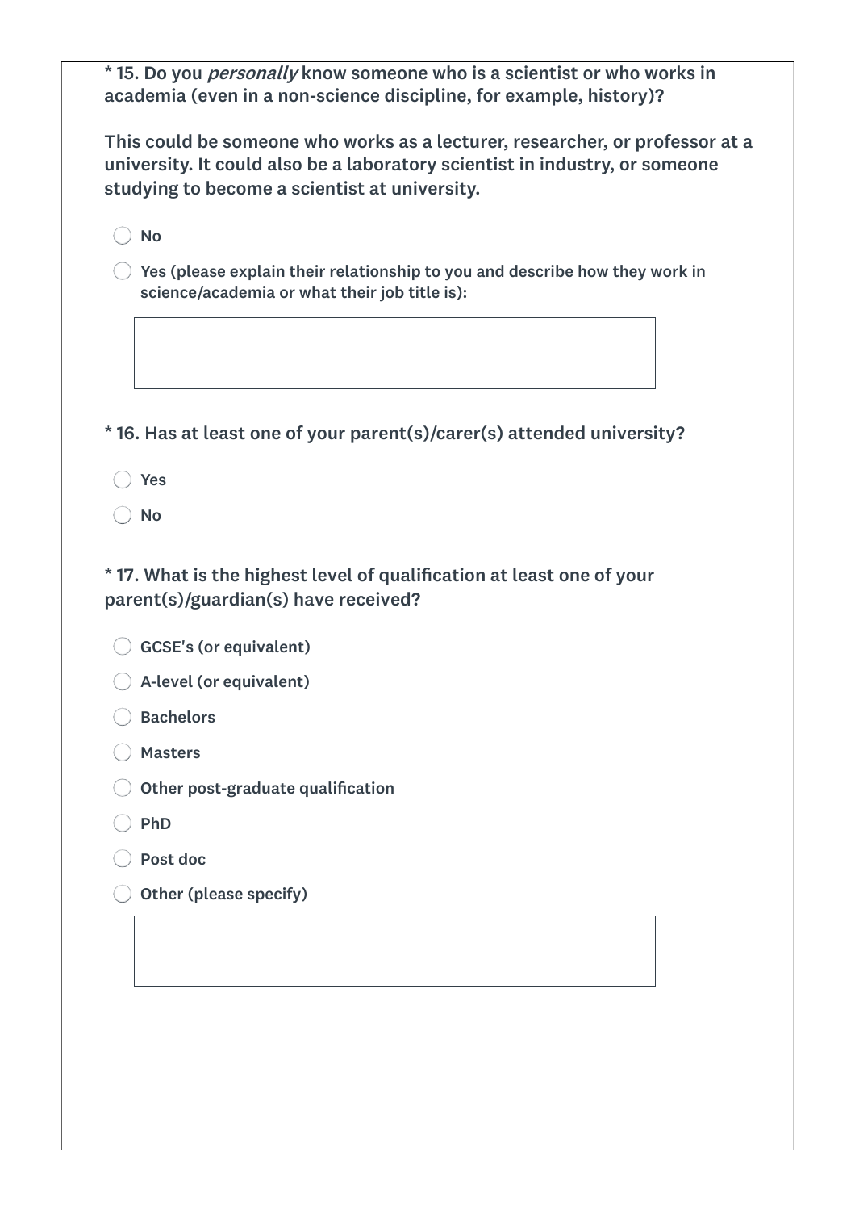**\* 15. Do you *personally* know someone who is a scientist or who works in academia (even in a non-science discipline, for example, history)?**

**This could be someone who works as a lecturer, researcher, or professor at a university. It could also be a laboratory scientist in industry, or someone studying to become a scientist at university.**

- ◯ No
- ◯ Yes (please explain their relationship to you and describe how they work in science/academia or what their job title is):

[ ]

**\* 16. Has at least one of your parent(s)/carer(s) attended university?**

- ◯ Yes
- ◯ No

**\* 17. What is the highest level of qualification at least one of your parent(s)/guardian(s) have received?**

- ◯ GCSE's (or equivalent)
- ◯ A-level (or equivalent)
- ◯ Bachelors
- ◯ Masters
- ◯ Other post-graduate qualification
- ◯ PhD
- ◯ Post doc
- ◯ Other (please specify)

[ ]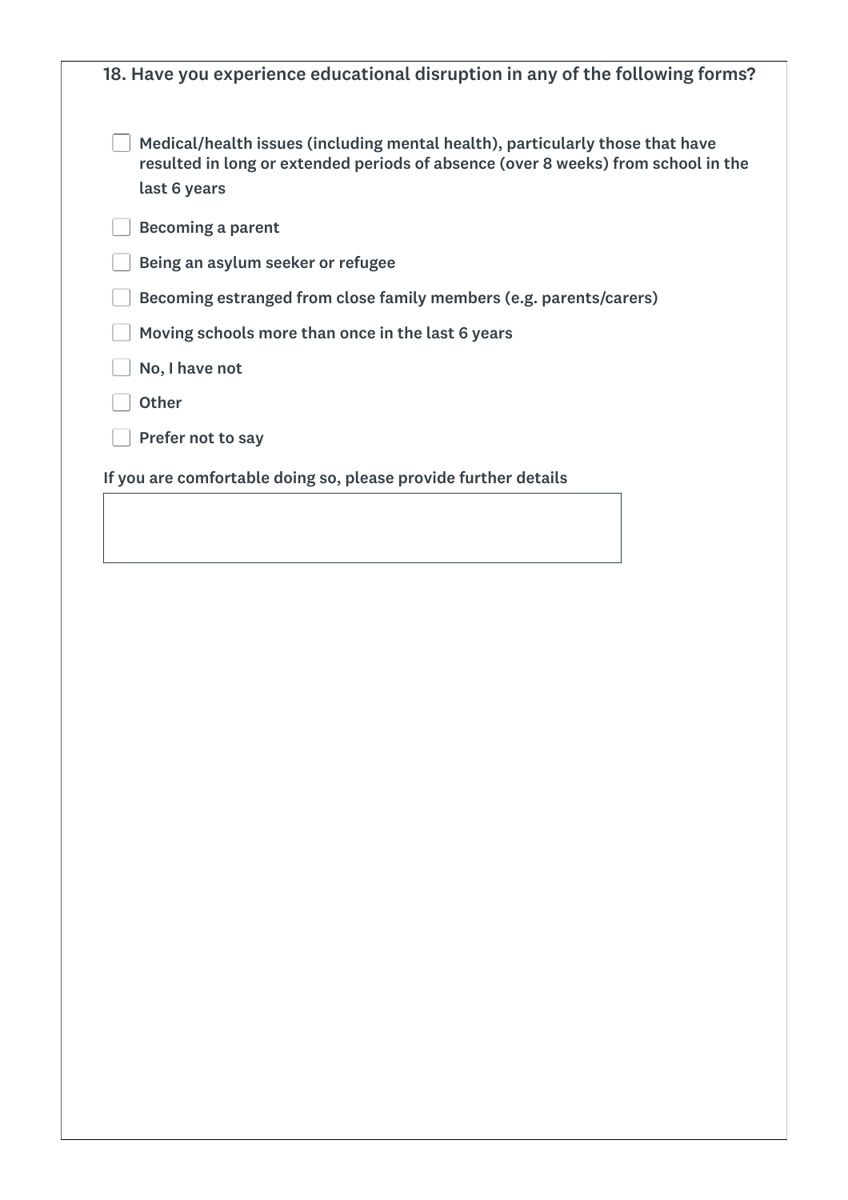**18. Have you experience educational disruption in any of the following forms?**

- [ ] Medical/health issues (including mental health), particularly those that have resulted in long or extended periods of absence (over 8 weeks) from school in the last 6 years
- [ ] Becoming a parent
- [ ] Being an asylum seeker or refugee
- [ ] Becoming estranged from close family members (e.g. parents/carers)
- [ ] Moving schools more than once in the last 6 years
- [ ] No, I have not
- [ ] Other
- [ ] Prefer not to say

If you are comfortable doing so, please provide further details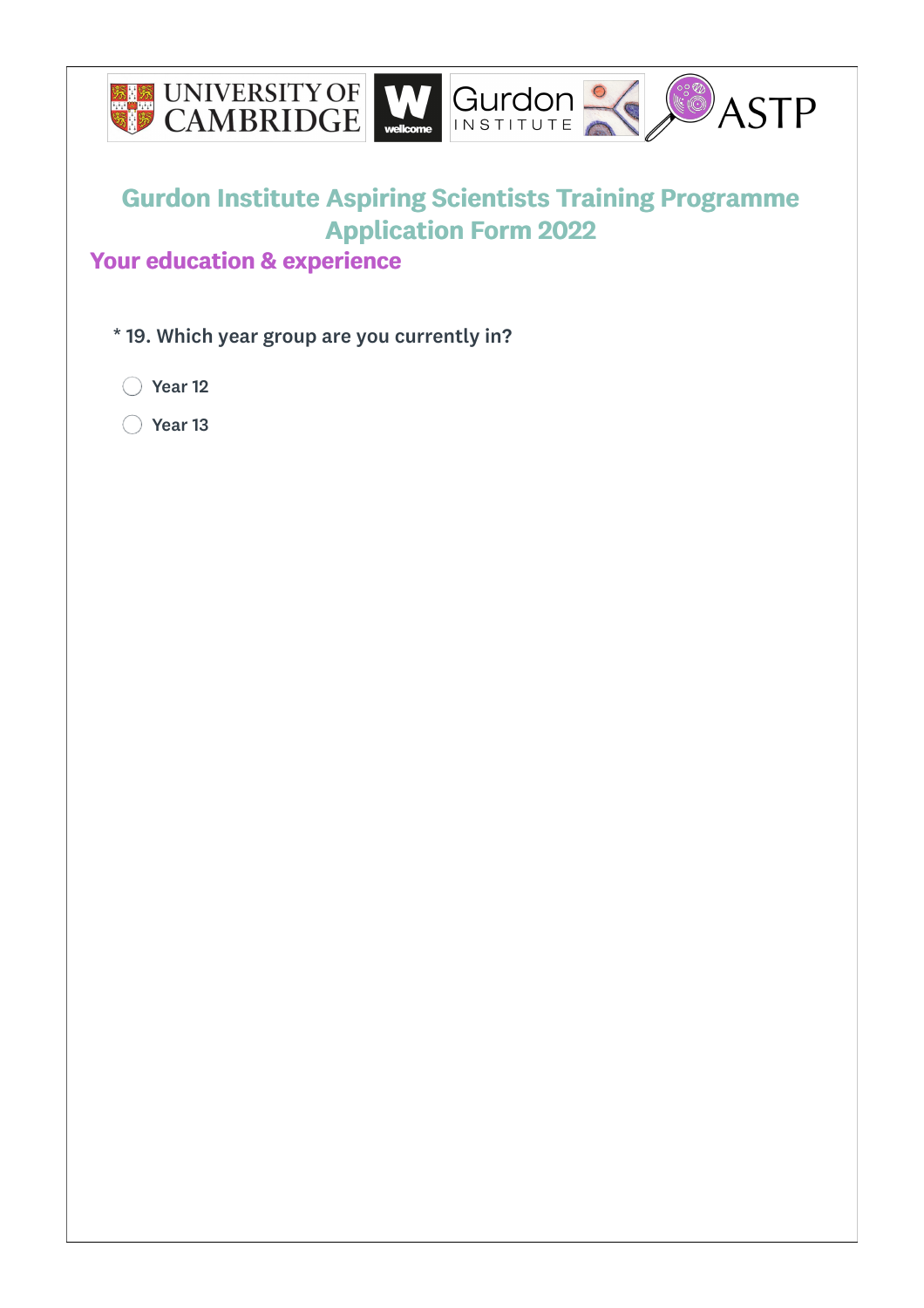# Gurdon Institute Aspiring Scientists Training Programme Application Form 2022

## Your education & experience

* 19. Which year group are you currently in?

- ◯ Year 12
- ◯ Year 13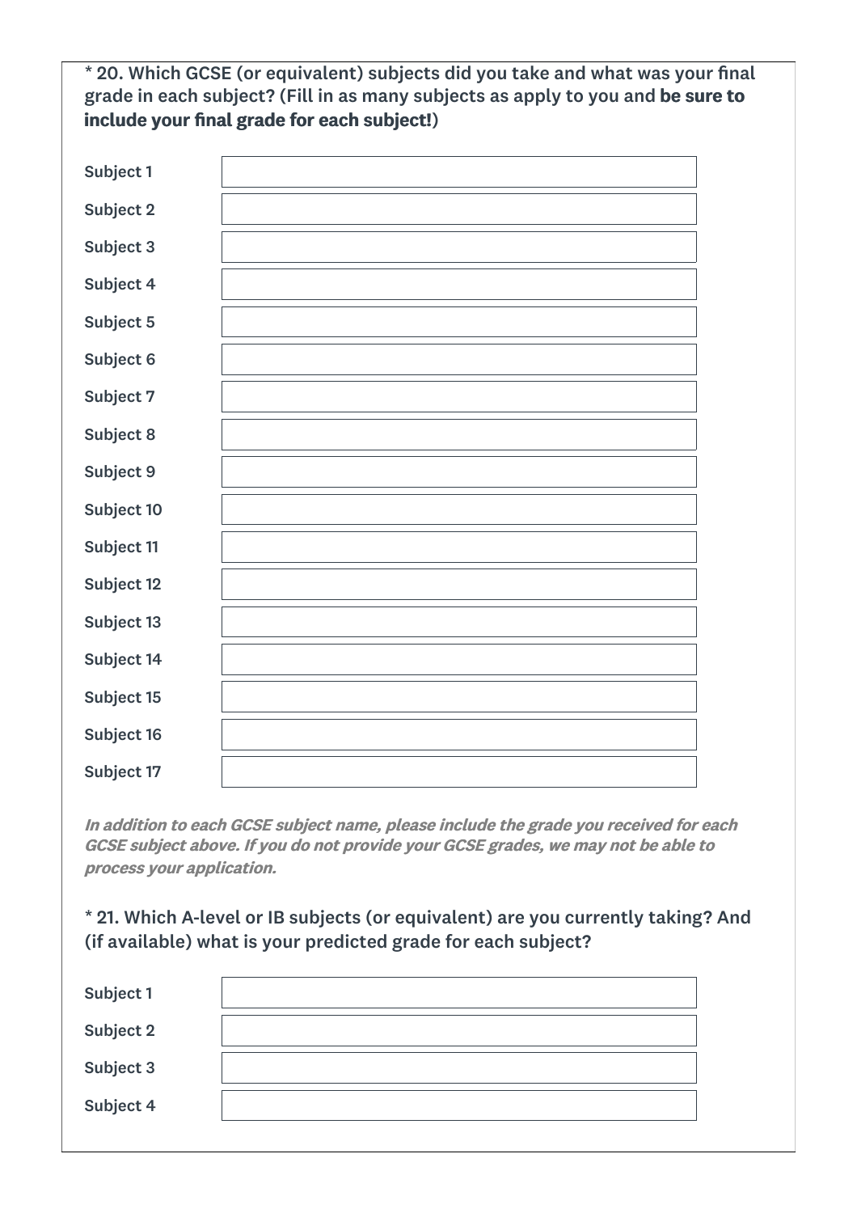\* 20. Which GCSE (or equivalent) subjects did you take and what was your final grade in each subject? (Fill in as many subjects as apply to you and **be sure to include your final grade for each subject!**)

| | |
|---|---|
| Subject 1 | |
| Subject 2 | |
| Subject 3 | |
| Subject 4 | |
| Subject 5 | |
| Subject 6 | |
| Subject 7 | |
| Subject 8 | |
| Subject 9 | |
| Subject 10 | |
| Subject 11 | |
| Subject 12 | |
| Subject 13 | |
| Subject 14 | |
| Subject 15 | |
| Subject 16 | |
| Subject 17 | |

***In addition to each GCSE subject name, please include the grade you received for each GCSE subject above. If you do not provide your GCSE grades, we may not be able to process your application.***

\* 21. Which A-level or IB subjects (or equivalent) are you currently taking? And (if available) what is your predicted grade for each subject?

| | |
|---|---|
| Subject 1 | |
| Subject 2 | |
| Subject 3 | |
| Subject 4 | |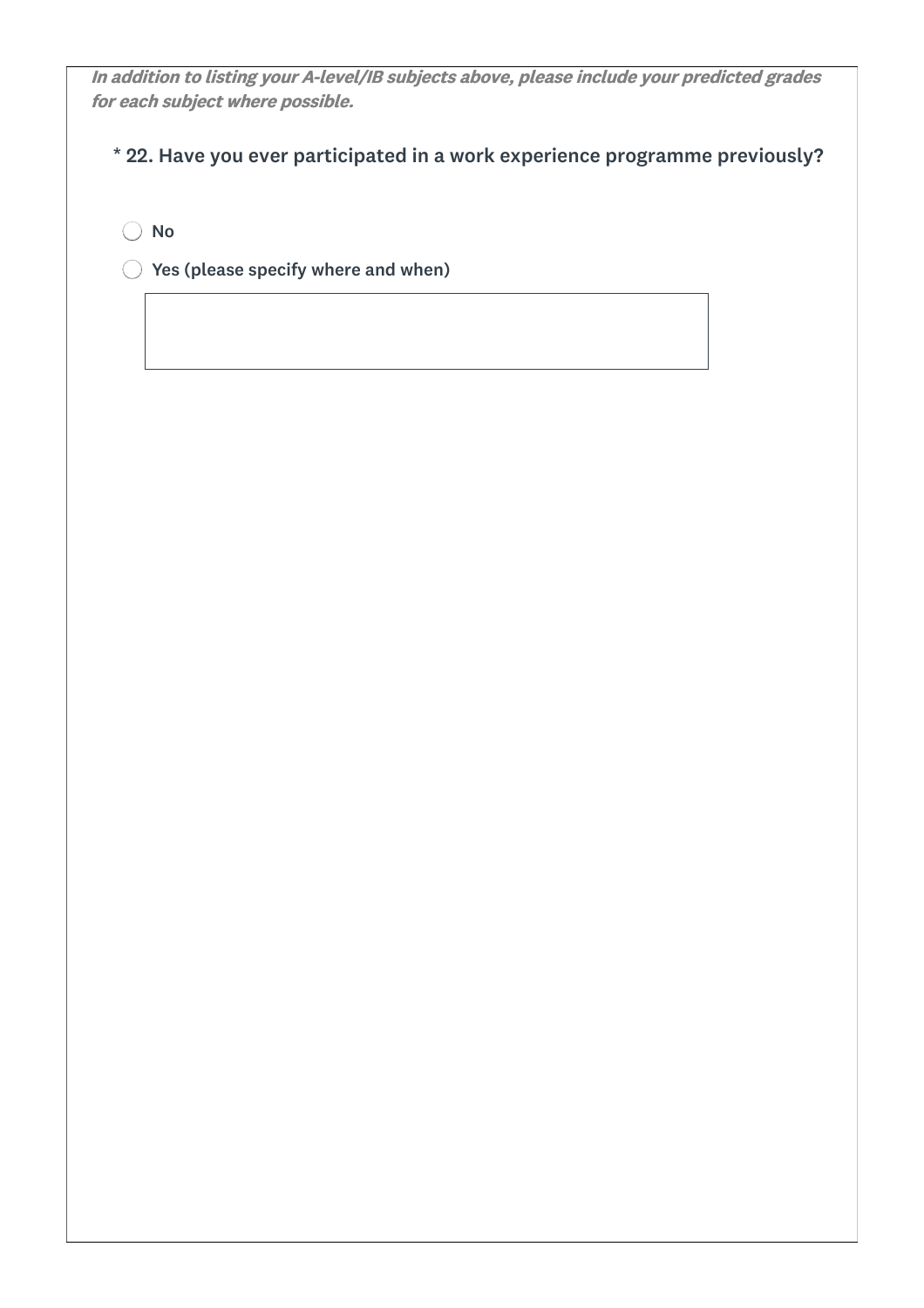***In addition to listing your A-level/IB subjects above, please include your predicted grades for each subject where possible.***

**\* 22. Have you ever participated in a work experience programme previously?**

- ◯ No
- ◯ Yes (please specify where and when)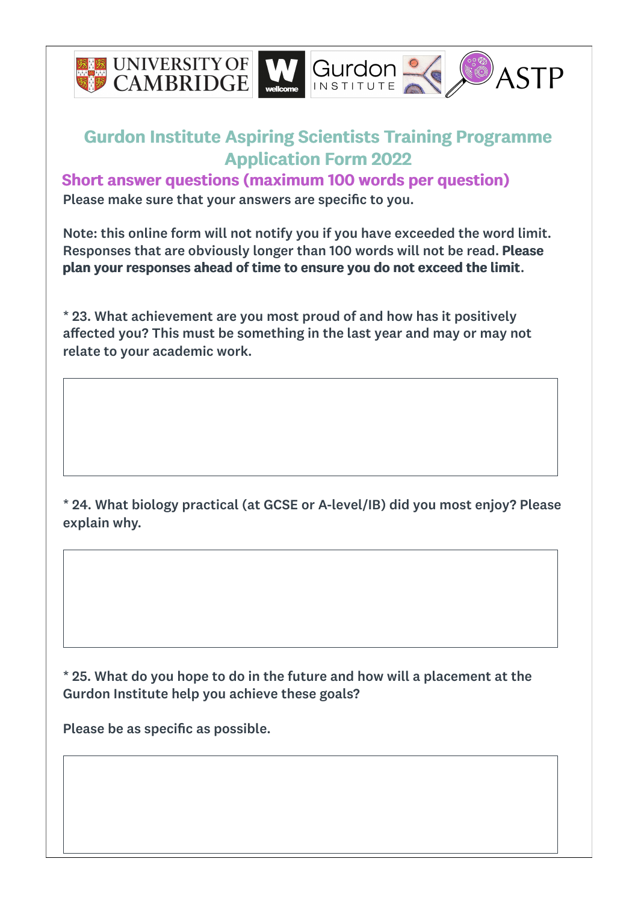# Gurdon Institute Aspiring Scientists Training Programme Application Form 2022

## Short answer questions (maximum 100 words per question)

**Please make sure that your answers are specific to you.**

**Note: this online form will not notify you if you have exceeded the word limit. Responses that are obviously longer than 100 words will not be read. Please plan your responses ahead of time to ensure you do not exceed the limit.**

**\* 23. What achievement are you most proud of and how has it positively affected you? This must be something in the last year and may or may not relate to your academic work.**

**\* 24. What biology practical (at GCSE or A-level/IB) did you most enjoy? Please explain why.**

**\* 25. What do you hope to do in the future and how will a placement at the Gurdon Institute help you achieve these goals?**

**Please be as specific as possible.**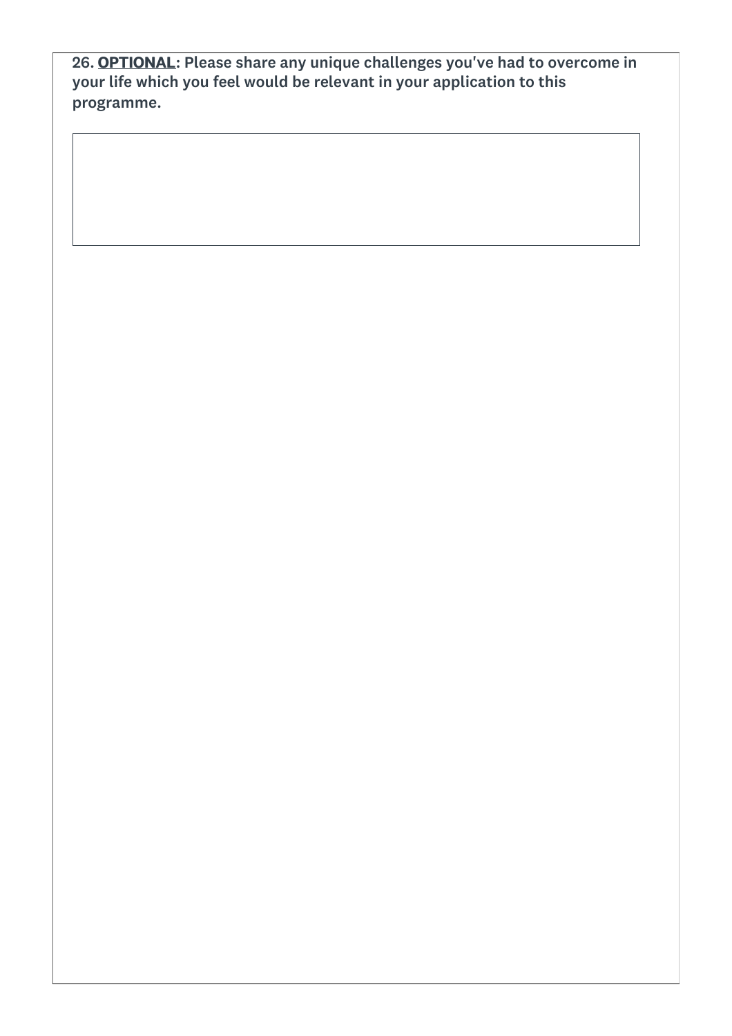26. **OPTIONAL**: Please share any unique challenges you've had to overcome in your life which you feel would be relevant in your application to this programme.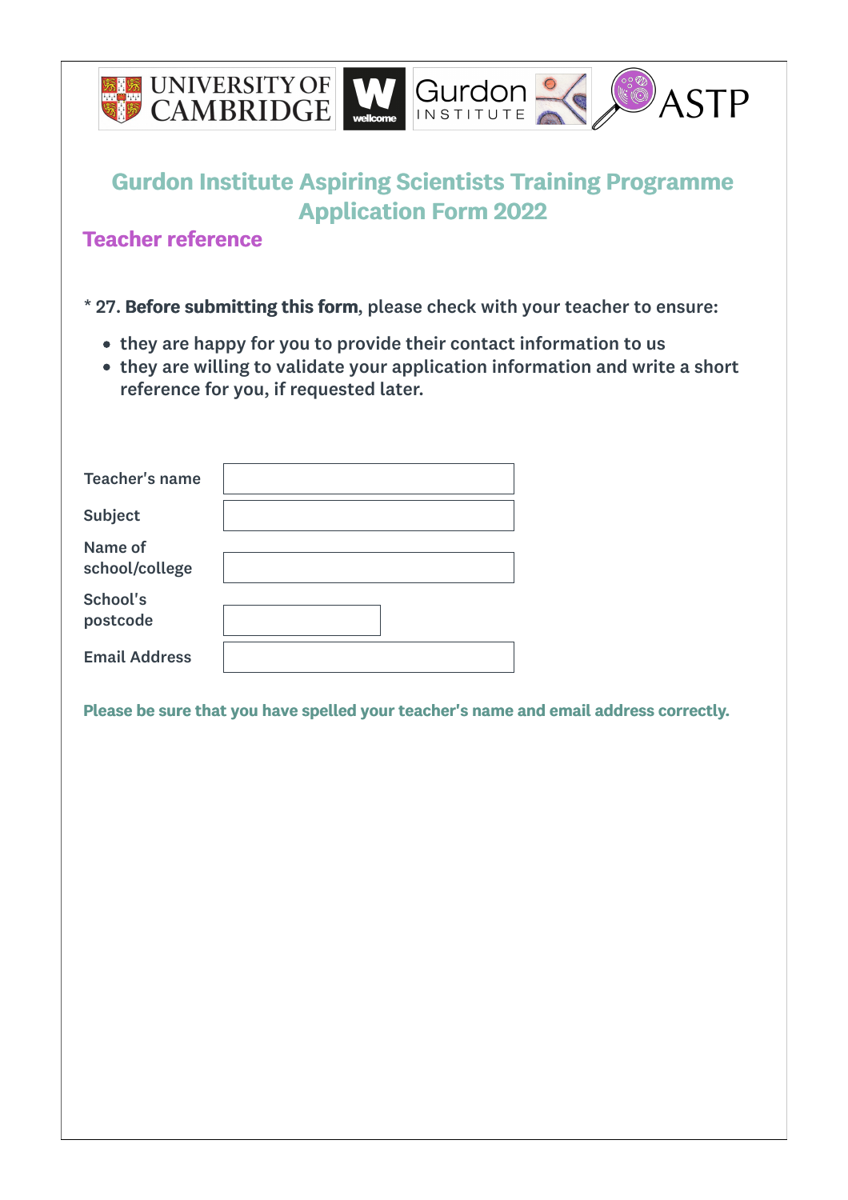# Gurdon Institute Aspiring Scientists Training Programme Application Form 2022

## Teacher reference

* 27. **Before submitting this form**, please check with your teacher to ensure:

- they are happy for you to provide their contact information to us
- they are willing to validate your application information and write a short reference for you, if requested later.

| | |
|---|---|
| Teacher's name | |
| Subject | |
| Name of school/college | |
| School's postcode | |
| Email Address | |

**Please be sure that you have spelled your teacher's name and email address correctly.**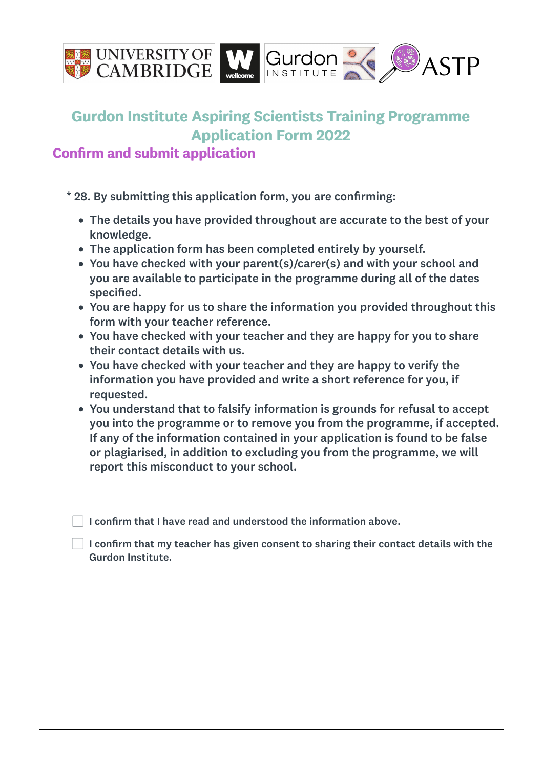UNIVERSITY OF CAMBRIDGE | wellcome | Gurdon INSTITUTE | ASTP

# Gurdon Institute Aspiring Scientists Training Programme Application Form 2022

## Confirm and submit application

**\* 28. By submitting this application form, you are confirming:**

- **The details you have provided throughout are accurate to the best of your knowledge.**
- **The application form has been completed entirely by yourself.**
- **You have checked with your parent(s)/carer(s) and with your school and you are available to participate in the programme during all of the dates specified.**
- **You are happy for us to share the information you provided throughout this form with your teacher reference.**
- **You have checked with your teacher and they are happy for you to share their contact details with us.**
- **You have checked with your teacher and they are happy to verify the information you have provided and write a short reference for you, if requested.**
- **You understand that to falsify information is grounds for refusal to accept you into the programme or to remove you from the programme, if accepted. If any of the information contained in your application is found to be false or plagiarised, in addition to excluding you from the programme, we will report this misconduct to your school.**

☐ I confirm that I have read and understood the information above.

☐ I confirm that my teacher has given consent to sharing their contact details with the Gurdon Institute.